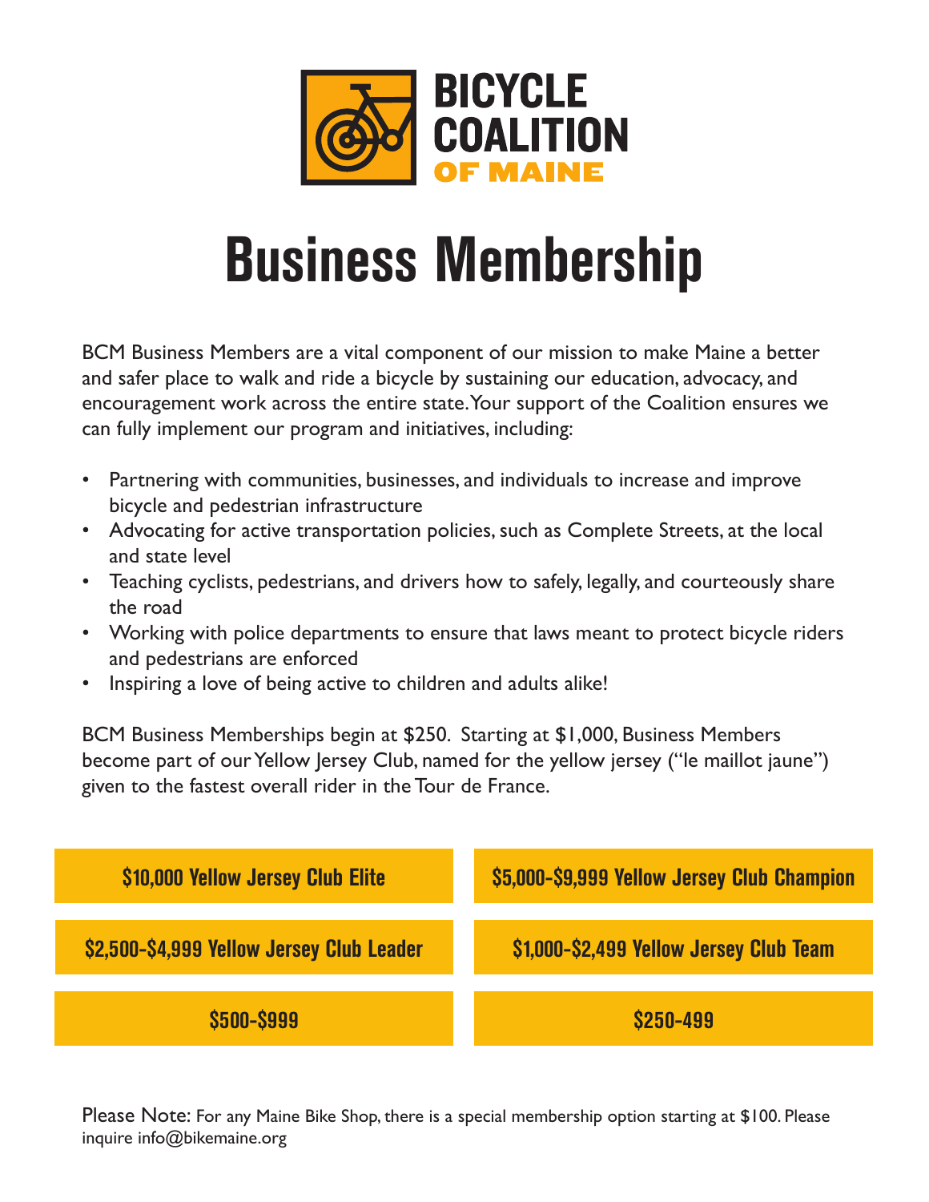# BICYCLE COALITION OF MAINE

# Business Membership

BCM Business Members are a vital component of our mission to make Maine a better and safer place to walk and ride a bicycle by sustaining our education, advocacy, and encouragement work across the entire state. Your support of the Coalition ensures we can fully implement our program and initiatives, including:

- Partnering with communities, businesses, and individuals to increase and improve bicycle and pedestrian infrastructure
- Advocating for active transportation policies, such as Complete Streets, at the local and state level
- Teaching cyclists, pedestrians, and drivers how to safely, legally, and courteously share the road
- Working with police departments to ensure that laws meant to protect bicycle riders and pedestrians are enforced
- Inspiring a love of being active to children and adults alike!

BCM Business Memberships begin at $250. Starting at $1,000, Business Members become part of our Yellow Jersey Club, named for the yellow jersey ("le maillot jaune") given to the fastest overall rider in the Tour de France.

**$10,000 Yellow Jersey Club Elite**

**$5,000-$9,999 Yellow Jersey Club Champion**

**$2,500-$4,999 Yellow Jersey Club Leader**

**$1,000-$2,499 Yellow Jersey Club Team**

**$500-$999**

**$250-499**

Please Note: For any Maine Bike Shop, there is a special membership option starting at $100. Please inquire info@bikemaine.org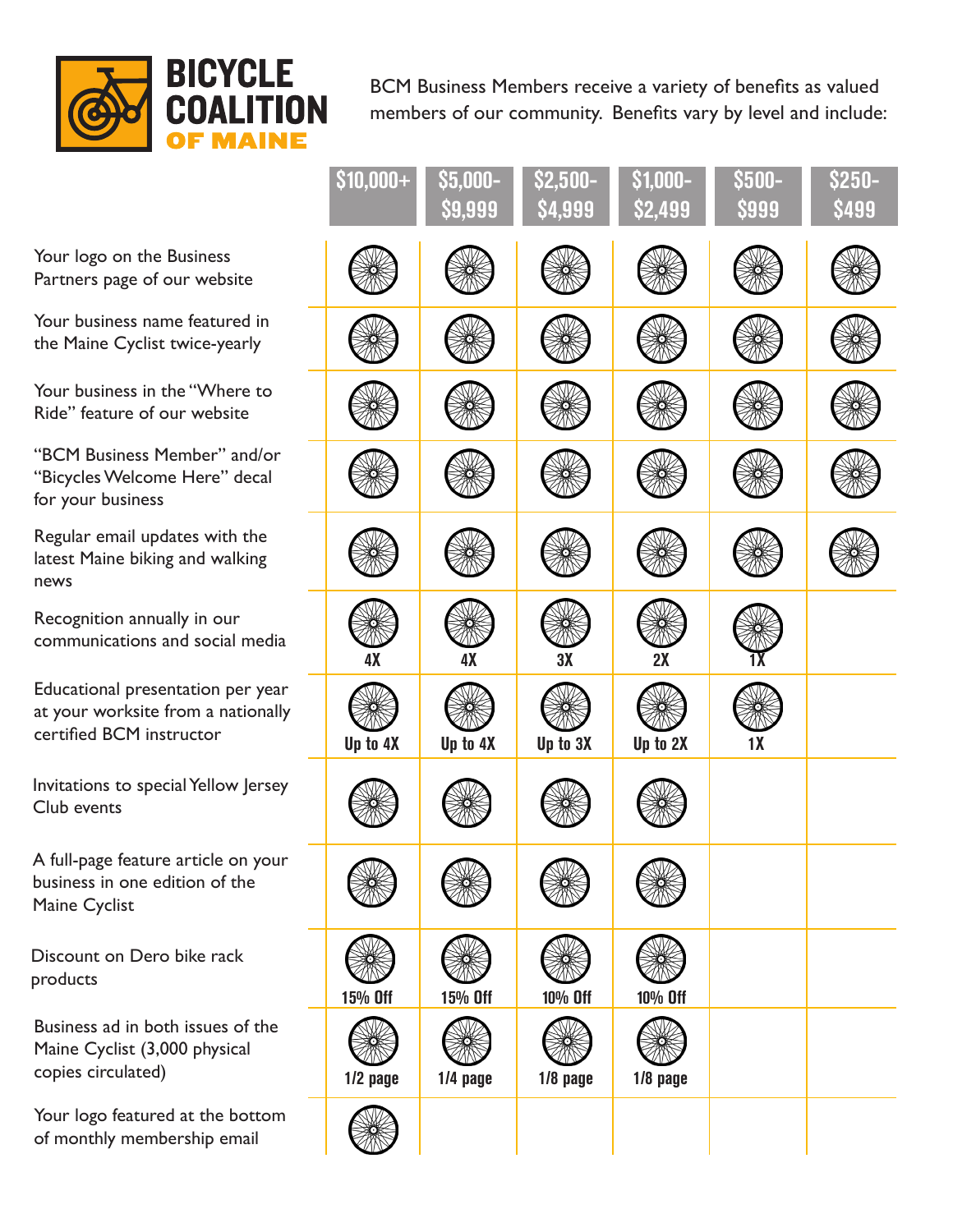# BICYCLE COALITION OF MAINE

BCM Business Members receive a variety of benefits as valued members of our community. Benefits vary by level and include:

| | $10,000+ | $5,000-$9,999 | $2,500-$4,999 | $1,000-$2,499 | $500-$999 | $250-$499 |
|---|---|---|---|---|---|---|
| Your logo on the Business Partners page of our website | ✓ | ✓ | ✓ | ✓ | ✓ | ✓ |
| Your business name featured in the Maine Cyclist twice-yearly | ✓ | ✓ | ✓ | ✓ | ✓ | ✓ |
| Your business in the "Where to Ride" feature of our website | ✓ | ✓ | ✓ | ✓ | ✓ | ✓ |
| "BCM Business Member" and/or "Bicycles Welcome Here" decal for your business | ✓ | ✓ | ✓ | ✓ | ✓ | ✓ |
| Regular email updates with the latest Maine biking and walking news | ✓ | ✓ | ✓ | ✓ | ✓ | ✓ |
| Recognition annually in our communications and social media | 4X | 4X | 3X | 2X | 1X | |
| Educational presentation per year at your worksite from a nationally certified BCM instructor | Up to 4X | Up to 4X | Up to 3X | Up to 2X | 1X | |
| Invitations to special Yellow Jersey Club events | ✓ | ✓ | ✓ | ✓ | | |
| A full-page feature article on your business in one edition of the Maine Cyclist | ✓ | ✓ | ✓ | ✓ | | |
| Discount on Dero bike rack products | 15% Off | 15% Off | 10% Off | 10% Off | | |
| Business ad in both issues of the Maine Cyclist (3,000 physical copies circulated) | 1/2 page | 1/4 page | 1/8 page | 1/8 page | | |
| Your logo featured at the bottom of monthly membership email | ✓ | | | | | |